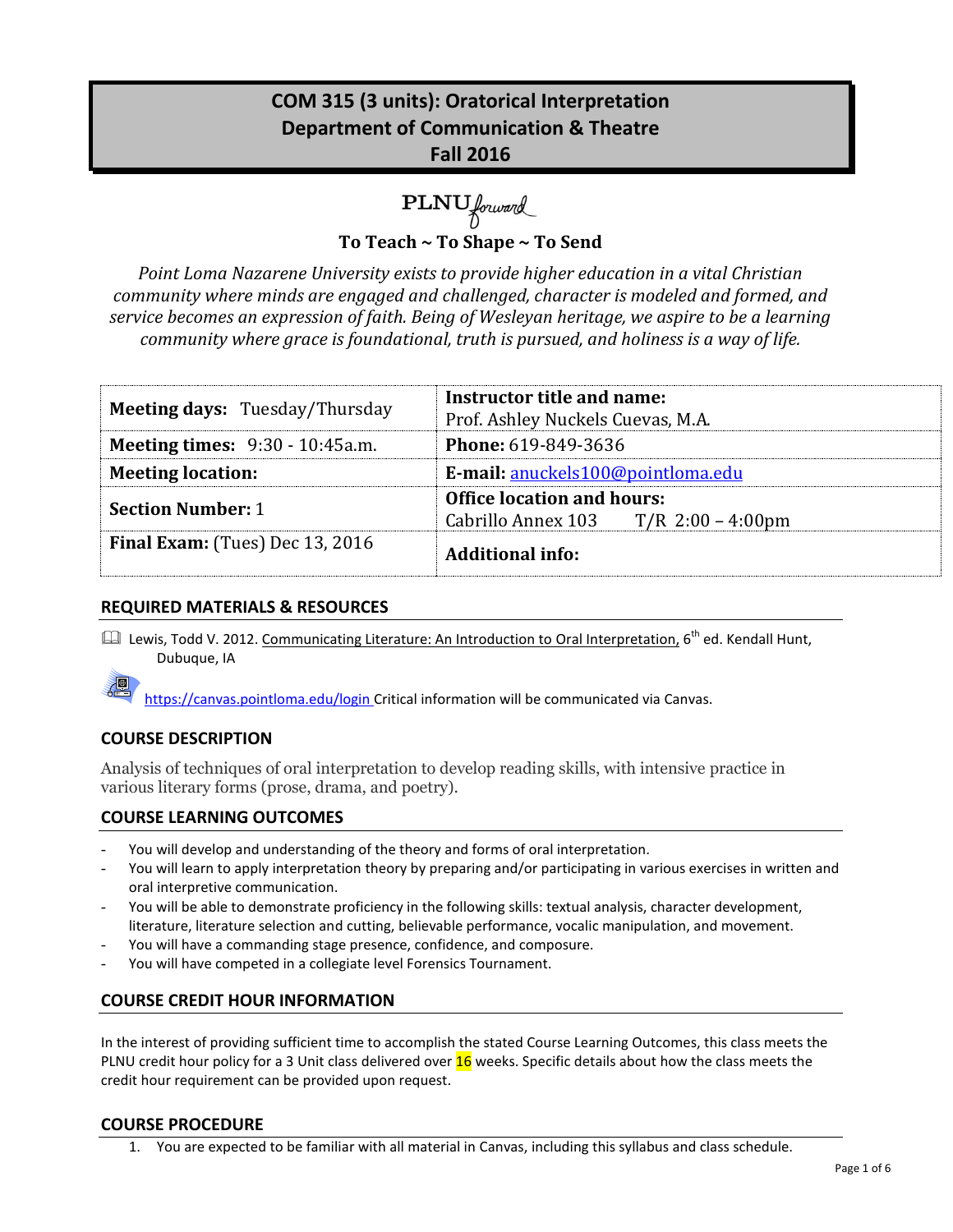# COM 315 (3 units): Oratorical Interpretation
# Department of Communication & Theatre
# Fall 2016

PLNU *forward*

**To Teach ~ To Shape ~ To Send**

*Point Loma Nazarene University exists to provide higher education in a vital Christian community where minds are engaged and challenged, character is modeled and formed, and service becomes an expression of faith. Being of Wesleyan heritage, we aspire to be a learning community where grace is foundational, truth is pursued, and holiness is a way of life.*

| | |
|---|---|
| **Meeting days:** Tuesday/Thursday | **Instructor title and name:** Prof. Ashley Nuckels Cuevas, M.A. |
| **Meeting times:** 9:30 - 10:45a.m. | **Phone:** 619-849-3636 |
| **Meeting location:** | **E-mail:** anuckels100@pointloma.edu |
| **Section Number:** 1 | **Office location and hours:** Cabrillo Annex 103 T/R 2:00 – 4:00pm |
| **Final Exam:** (Tues) Dec 13, 2016 | **Additional info:** |

## REQUIRED MATERIALS & RESOURCES

Lewis, Todd V. 2012. Communicating Literature: An Introduction to Oral Interpretation, 6th ed. Kendall Hunt, Dubuque, IA

https://canvas.pointloma.edu/login Critical information will be communicated via Canvas.

## COURSE DESCRIPTION

Analysis of techniques of oral interpretation to develop reading skills, with intensive practice in various literary forms (prose, drama, and poetry).

## COURSE LEARNING OUTCOMES

- You will develop and understanding of the theory and forms of oral interpretation.
- You will learn to apply interpretation theory by preparing and/or participating in various exercises in written and oral interpretive communication.
- You will be able to demonstrate proficiency in the following skills: textual analysis, character development, literature, literature selection and cutting, believable performance, vocalic manipulation, and movement.
- You will have a commanding stage presence, confidence, and composure.
- You will have competed in a collegiate level Forensics Tournament.

## COURSE CREDIT HOUR INFORMATION

In the interest of providing sufficient time to accomplish the stated Course Learning Outcomes, this class meets the PLNU credit hour policy for a 3 Unit class delivered over 16 weeks. Specific details about how the class meets the credit hour requirement can be provided upon request.

## COURSE PROCEDURE

1. You are expected to be familiar with all material in Canvas, including this syllabus and class schedule.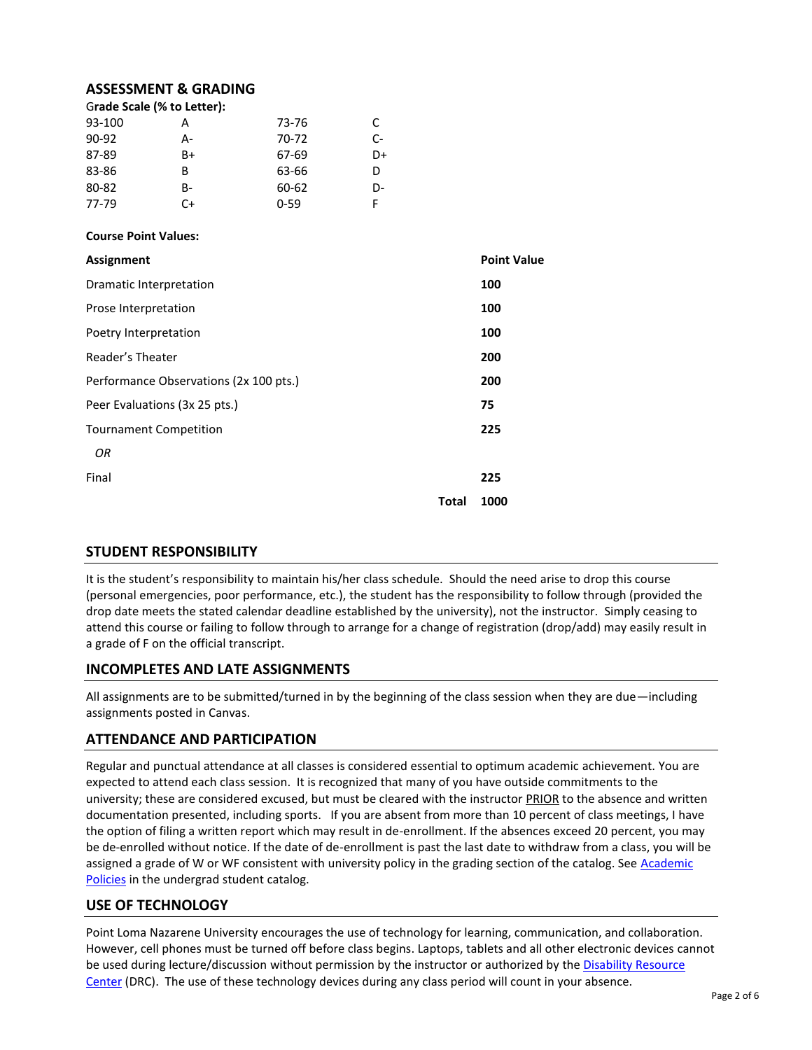## ASSESSMENT & GRADING

**Grade Scale (% to Letter):**

| | | | |
|---|---|---|---|
| 93-100 | A | 73-76 | C |
| 90-92 | A- | 70-72 | C- |
| 87-89 | B+ | 67-69 | D+ |
| 83-86 | B | 63-66 | D |
| 80-82 | B- | 60-62 | D- |
| 77-79 | C+ | 0-59 | F |

**Course Point Values:**

| **Assignment** | **Point Value** |
|---|---|
| Dramatic Interpretation | **100** |
| Prose Interpretation | **100** |
| Poetry Interpretation | **100** |
| Reader's Theater | **200** |
| Performance Observations (2x 100 pts.) | **200** |
| Peer Evaluations (3x 25 pts.) | **75** |
| Tournament Competition | **225** |
| *OR* | |
| Final | **225** |
| **Total** | **1000** |

## STUDENT RESPONSIBILITY

It is the student's responsibility to maintain his/her class schedule. Should the need arise to drop this course (personal emergencies, poor performance, etc.), the student has the responsibility to follow through (provided the drop date meets the stated calendar deadline established by the university), not the instructor. Simply ceasing to attend this course or failing to follow through to arrange for a change of registration (drop/add) may easily result in a grade of F on the official transcript.

## INCOMPLETES AND LATE ASSIGNMENTS

All assignments are to be submitted/turned in by the beginning of the class session when they are due—including assignments posted in Canvas.

## ATTENDANCE AND PARTICIPATION

Regular and punctual attendance at all classes is considered essential to optimum academic achievement. You are expected to attend each class session. It is recognized that many of you have outside commitments to the university; these are considered excused, but must be cleared with the instructor PRIOR to the absence and written documentation presented, including sports. If you are absent from more than 10 percent of class meetings, I have the option of filing a written report which may result in de-enrollment. If the absences exceed 20 percent, you may be de-enrolled without notice. If the date of de-enrollment is past the last date to withdraw from a class, you will be assigned a grade of W or WF consistent with university policy in the grading section of the catalog. See Academic Policies in the undergrad student catalog.

## USE OF TECHNOLOGY

Point Loma Nazarene University encourages the use of technology for learning, communication, and collaboration. However, cell phones must be turned off before class begins. Laptops, tablets and all other electronic devices cannot be used during lecture/discussion without permission by the instructor or authorized by the Disability Resource Center (DRC). The use of these technology devices during any class period will count in your absence.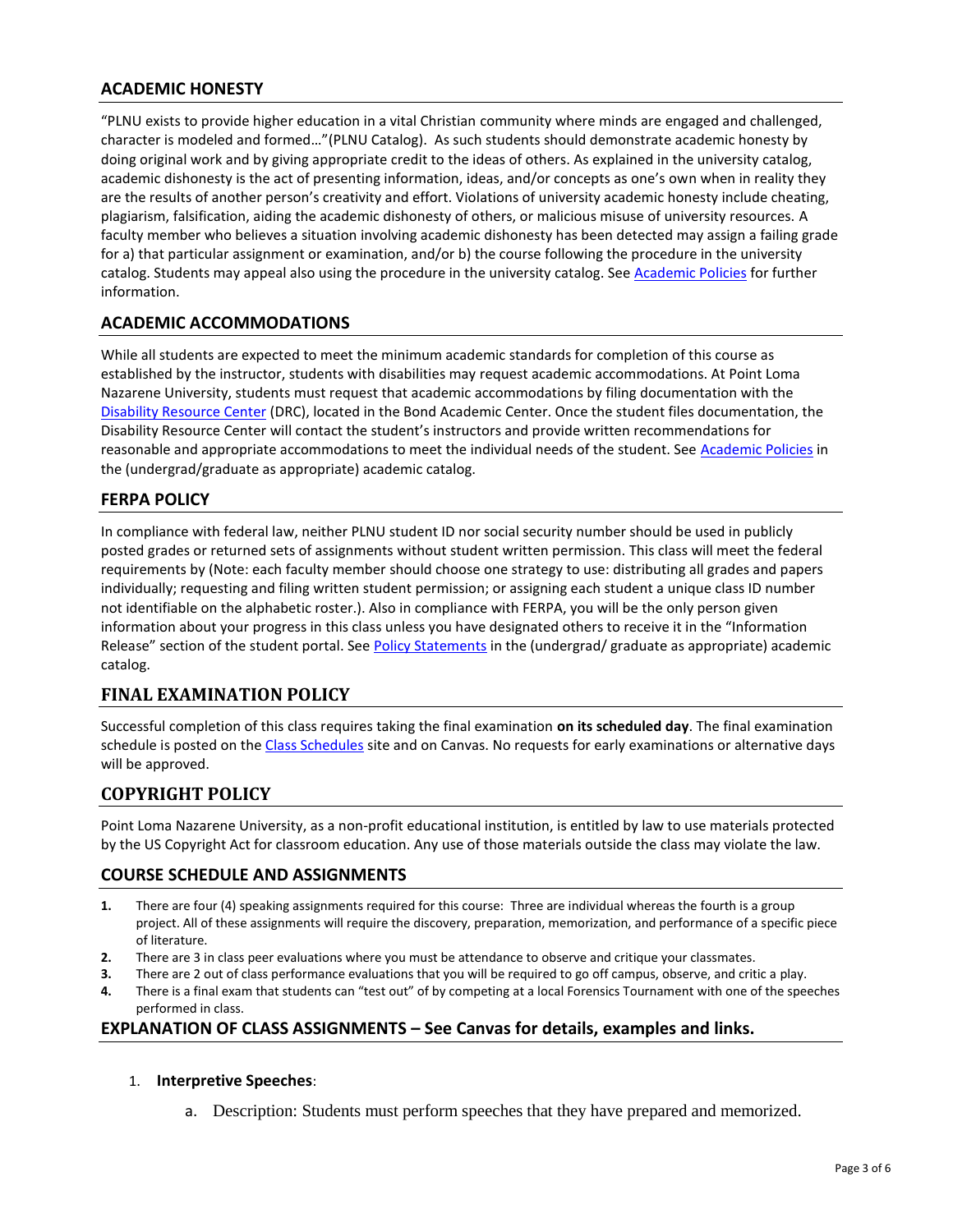## ACADEMIC HONESTY

"PLNU exists to provide higher education in a vital Christian community where minds are engaged and challenged, character is modeled and formed…"(PLNU Catalog). As such students should demonstrate academic honesty by doing original work and by giving appropriate credit to the ideas of others. As explained in the university catalog, academic dishonesty is the act of presenting information, ideas, and/or concepts as one's own when in reality they are the results of another person's creativity and effort. Violations of university academic honesty include cheating, plagiarism, falsification, aiding the academic dishonesty of others, or malicious misuse of university resources. A faculty member who believes a situation involving academic dishonesty has been detected may assign a failing grade for a) that particular assignment or examination, and/or b) the course following the procedure in the university catalog. Students may appeal also using the procedure in the university catalog. See Academic Policies for further information.

## ACADEMIC ACCOMMODATIONS

While all students are expected to meet the minimum academic standards for completion of this course as established by the instructor, students with disabilities may request academic accommodations. At Point Loma Nazarene University, students must request that academic accommodations by filing documentation with the Disability Resource Center (DRC), located in the Bond Academic Center. Once the student files documentation, the Disability Resource Center will contact the student's instructors and provide written recommendations for reasonable and appropriate accommodations to meet the individual needs of the student. See Academic Policies in the (undergrad/graduate as appropriate) academic catalog.

## FERPA POLICY

In compliance with federal law, neither PLNU student ID nor social security number should be used in publicly posted grades or returned sets of assignments without student written permission. This class will meet the federal requirements by (Note: each faculty member should choose one strategy to use: distributing all grades and papers individually; requesting and filing written student permission; or assigning each student a unique class ID number not identifiable on the alphabetic roster.). Also in compliance with FERPA, you will be the only person given information about your progress in this class unless you have designated others to receive it in the "Information Release" section of the student portal. See Policy Statements in the (undergrad/ graduate as appropriate) academic catalog.

## FINAL EXAMINATION POLICY

Successful completion of this class requires taking the final examination **on its scheduled day**. The final examination schedule is posted on the Class Schedules site and on Canvas. No requests for early examinations or alternative days will be approved.

## COPYRIGHT POLICY

Point Loma Nazarene University, as a non-profit educational institution, is entitled by law to use materials protected by the US Copyright Act for classroom education. Any use of those materials outside the class may violate the law.

## COURSE SCHEDULE AND ASSIGNMENTS

1. There are four (4) speaking assignments required for this course: Three are individual whereas the fourth is a group project. All of these assignments will require the discovery, preparation, memorization, and performance of a specific piece of literature.
2. There are 3 in class peer evaluations where you must be attendance to observe and critique your classmates.
3. There are 2 out of class performance evaluations that you will be required to go off campus, observe, and critic a play.
4. There is a final exam that students can "test out" of by competing at a local Forensics Tournament with one of the speeches performed in class.

## EXPLANATION OF CLASS ASSIGNMENTS – See Canvas for details, examples and links.

1. **Interpretive Speeches**:
   a. Description: Students must perform speeches that they have prepared and memorized.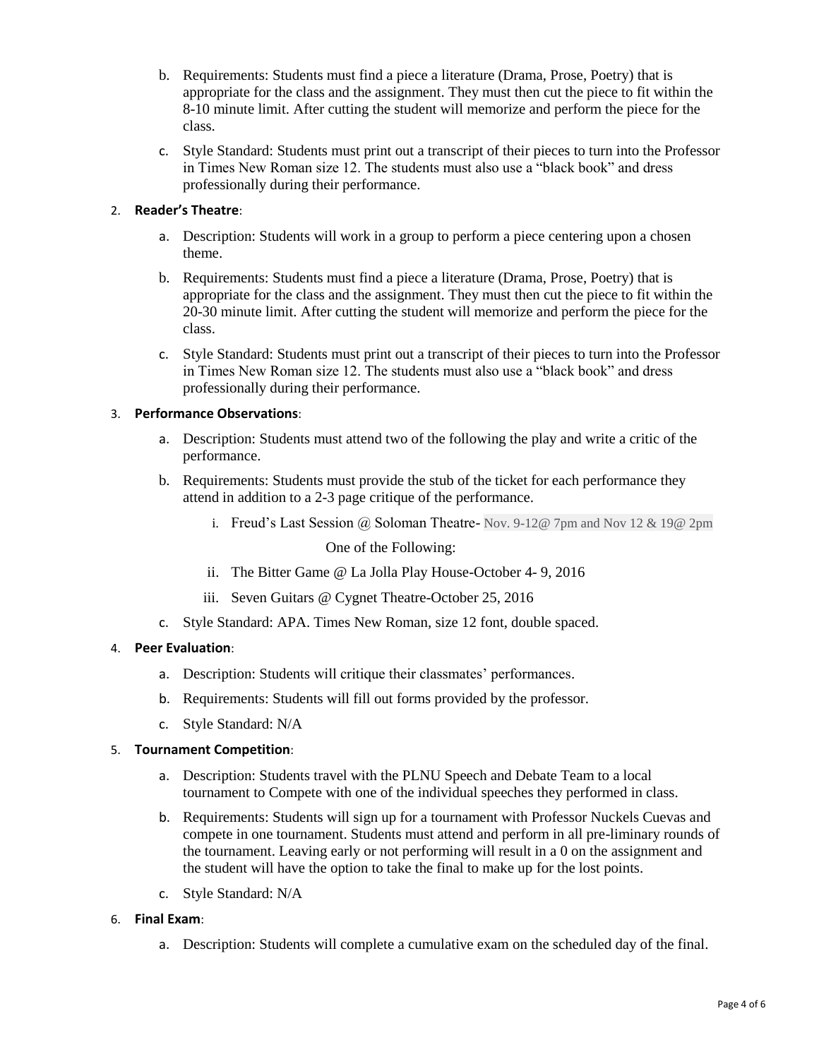b. Requirements: Students must find a piece a literature (Drama, Prose, Poetry) that is appropriate for the class and the assignment. They must then cut the piece to fit within the 8-10 minute limit. After cutting the student will memorize and perform the piece for the class.

c. Style Standard: Students must print out a transcript of their pieces to turn into the Professor in Times New Roman size 12. The students must also use a "black book" and dress professionally during their performance.

2. **Reader's Theatre**:
   a. Description: Students will work in a group to perform a piece centering upon a chosen theme.
   b. Requirements: Students must find a piece a literature (Drama, Prose, Poetry) that is appropriate for the class and the assignment. They must then cut the piece to fit within the 20-30 minute limit. After cutting the student will memorize and perform the piece for the class.
   c. Style Standard: Students must print out a transcript of their pieces to turn into the Professor in Times New Roman size 12. The students must also use a "black book" and dress professionally during their performance.

3. **Performance Observations**:
   a. Description: Students must attend two of the following the play and write a critic of the performance.
   b. Requirements: Students must provide the stub of the ticket for each performance they attend in addition to a 2-3 page critique of the performance.
      i. Freud's Last Session @ Soloman Theatre- Nov. 9-12@ 7pm and Nov 12 & 19@ 2pm

         One of the Following:

      ii. The Bitter Game @ La Jolla Play House-October 4- 9, 2016
      iii. Seven Guitars @ Cygnet Theatre-October 25, 2016
   c. Style Standard: APA. Times New Roman, size 12 font, double spaced.

4. **Peer Evaluation**:
   a. Description: Students will critique their classmates' performances.
   b. Requirements: Students will fill out forms provided by the professor.
   c. Style Standard: N/A

5. **Tournament Competition**:
   a. Description: Students travel with the PLNU Speech and Debate Team to a local tournament to Compete with one of the individual speeches they performed in class.
   b. Requirements: Students will sign up for a tournament with Professor Nuckels Cuevas and compete in one tournament. Students must attend and perform in all pre-liminary rounds of the tournament. Leaving early or not performing will result in a 0 on the assignment and the student will have the option to take the final to make up for the lost points.
   c. Style Standard: N/A

6. **Final Exam**:
   a. Description: Students will complete a cumulative exam on the scheduled day of the final.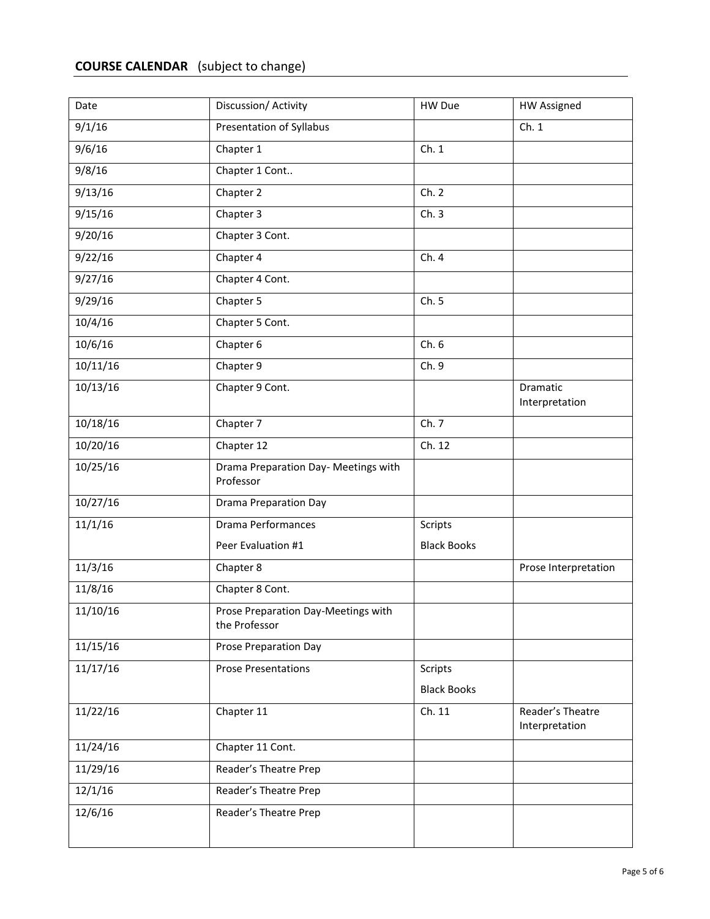## **COURSE CALENDAR** (subject to change)

| Date | Discussion/ Activity | HW Due | HW Assigned |
|---|---|---|---|
| 9/1/16 | Presentation of Syllabus | | Ch. 1 |
| 9/6/16 | Chapter 1 | Ch. 1 | |
| 9/8/16 | Chapter 1 Cont.. | | |
| 9/13/16 | Chapter 2 | Ch. 2 | |
| 9/15/16 | Chapter 3 | Ch. 3 | |
| 9/20/16 | Chapter 3 Cont. | | |
| 9/22/16 | Chapter 4 | Ch. 4 | |
| 9/27/16 | Chapter 4 Cont. | | |
| 9/29/16 | Chapter 5 | Ch. 5 | |
| 10/4/16 | Chapter 5 Cont. | | |
| 10/6/16 | Chapter 6 | Ch. 6 | |
| 10/11/16 | Chapter 9 | Ch. 9 | |
| 10/13/16 | Chapter 9 Cont. | | Dramatic Interpretation |
| 10/18/16 | Chapter 7 | Ch. 7 | |
| 10/20/16 | Chapter 12 | Ch. 12 | |
| 10/25/16 | Drama Preparation Day- Meetings with Professor | | |
| 10/27/16 | Drama Preparation Day | | |
| 11/1/16 | Drama Performances<br>Peer Evaluation #1 | Scripts<br>Black Books | |
| 11/3/16 | Chapter 8 | | Prose Interpretation |
| 11/8/16 | Chapter 8 Cont. | | |
| 11/10/16 | Prose Preparation Day-Meetings with the Professor | | |
| 11/15/16 | Prose Preparation Day | | |
| 11/17/16 | Prose Presentations | Scripts<br>Black Books | |
| 11/22/16 | Chapter 11 | Ch. 11 | Reader's Theatre Interpretation |
| 11/24/16 | Chapter 11 Cont. | | |
| 11/29/16 | Reader's Theatre Prep | | |
| 12/1/16 | Reader's Theatre Prep | | |
| 12/6/16 | Reader's Theatre Prep | | |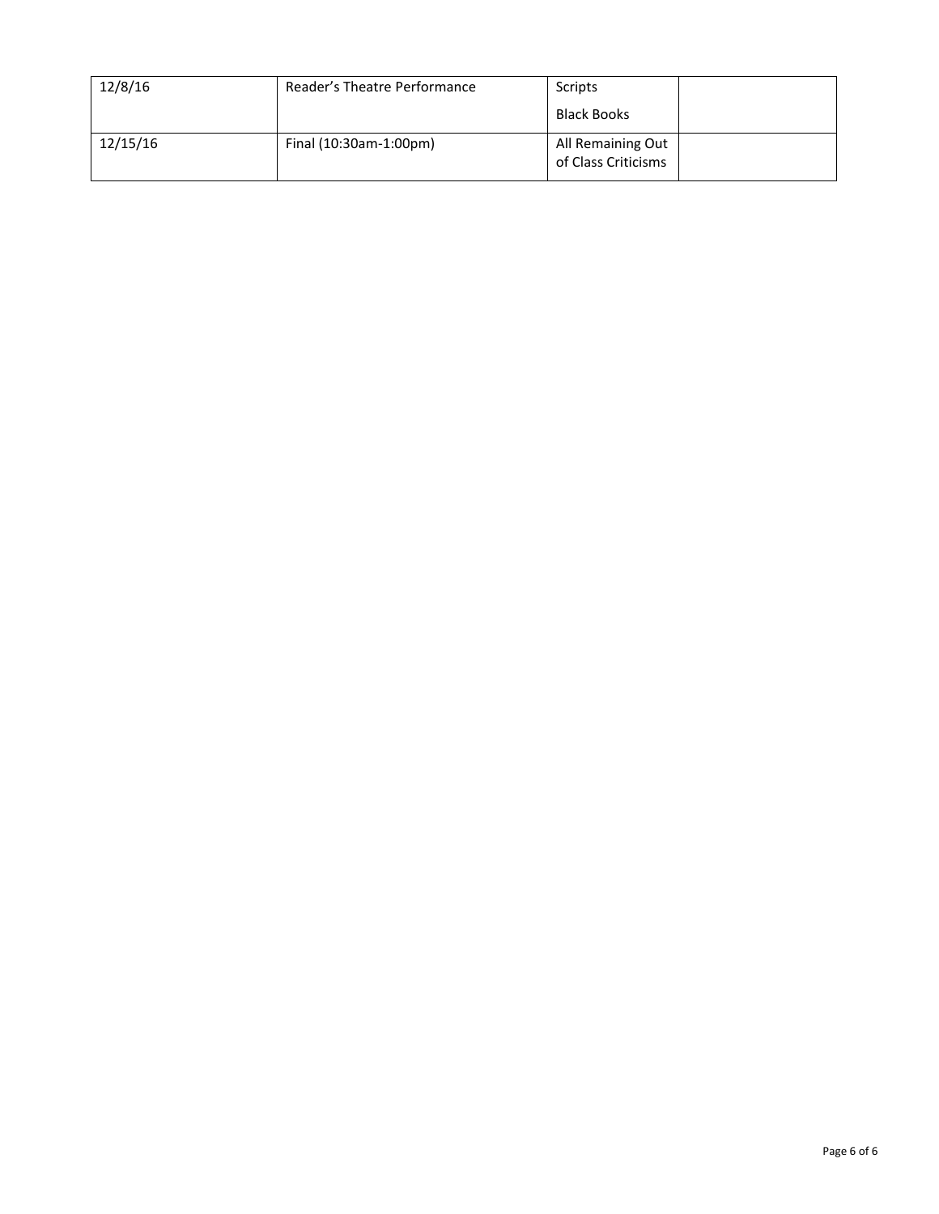| | | | |
|---|---|---|---|
| 12/8/16 | Reader's Theatre Performance | Scripts<br><br>Black Books | |
| 12/15/16 | Final (10:30am-1:00pm) | All Remaining Out of Class Criticisms | |